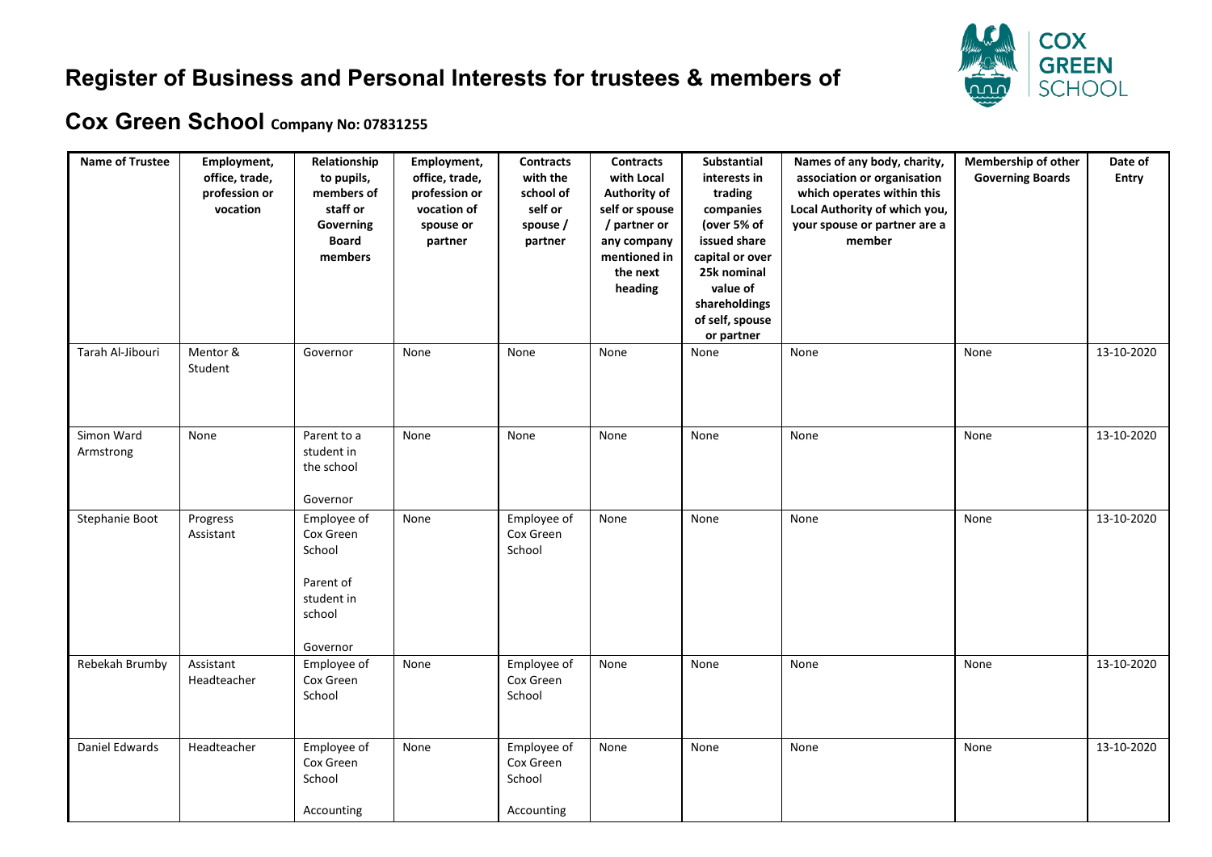# Register of Business and Personal Interests for trustees & members of

# Cox Green School Company No: 07831255

| Name of Trustee | Employment, office, trade, profession or vocation | Relationship to pupils, members of staff or Governing Board members | Employment, office, trade, profession or vocation of spouse or partner | Contracts with the school of self or spouse / partner | Contracts with Local Authority of self or spouse / partner or any company mentioned in the next heading | Substantial interests in trading companies (over 5% of issued share capital or over 25k nominal value of shareholdings of self, spouse or partner | Names of any body, charity, association or organisation which operates within this Local Authority of which you, your spouse or partner are a member | Membership of other Governing Boards | Date of Entry |
|---|---|---|---|---|---|---|---|---|---|
| Tarah Al-Jibouri | Mentor & Student | Governor | None | None | None | None | None | None | 13-10-2020 |
| Simon Ward Armstrong | None | Parent to a student in the school<br><br>Governor | None | None | None | None | None | None | 13-10-2020 |
| Stephanie Boot | Progress Assistant | Employee of Cox Green School<br><br>Parent of student in school<br><br>Governor | None | Employee of Cox Green School | None | None | None | None | 13-10-2020 |
| Rebekah Brumby | Assistant Headteacher | Employee of Cox Green School | None | Employee of Cox Green School | None | None | None | None | 13-10-2020 |
| Daniel Edwards | Headteacher | Employee of Cox Green School<br><br>Accounting | None | Employee of Cox Green School<br><br>Accounting | None | None | None | None | 13-10-2020 |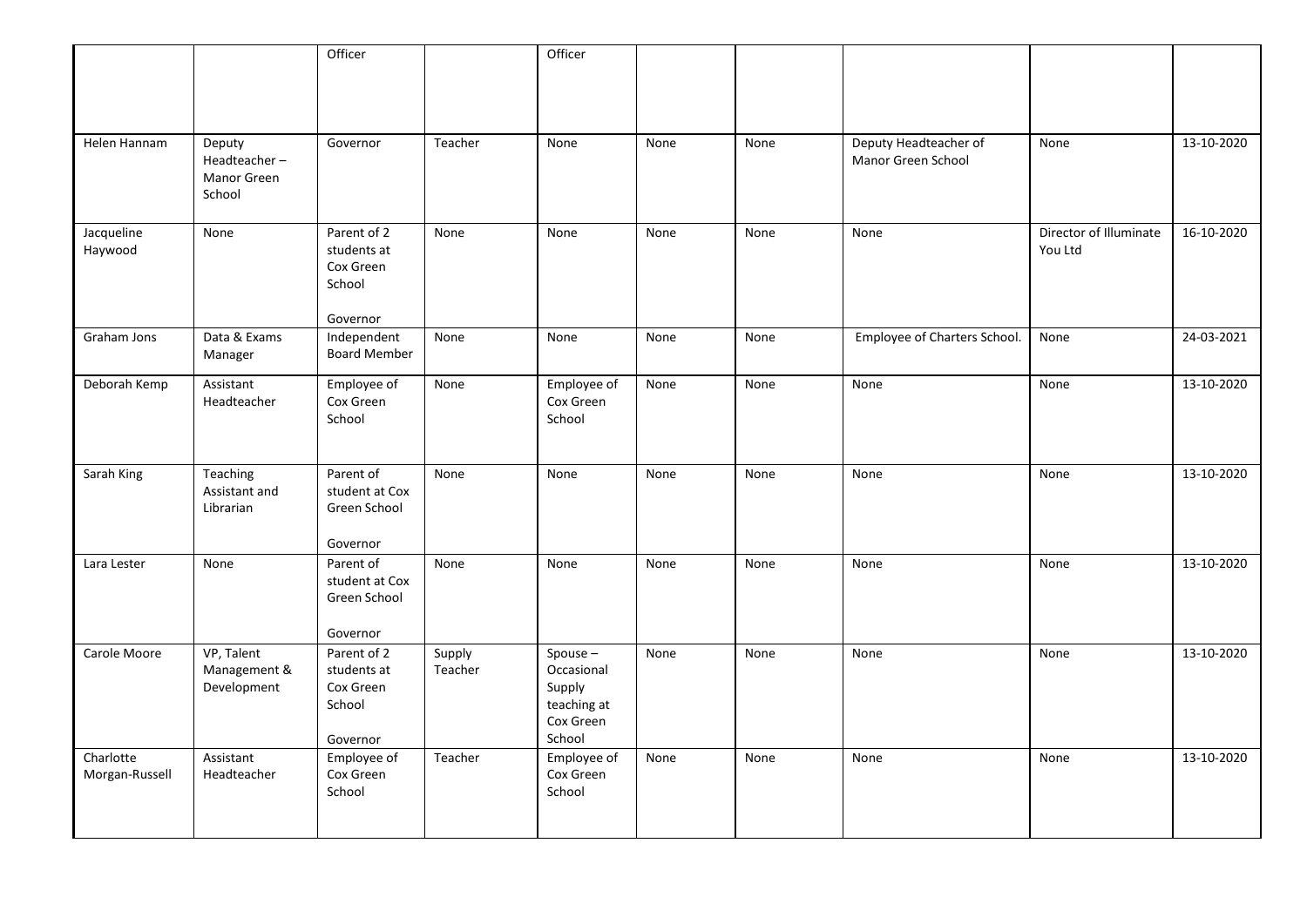| | | Officer | | Officer | | | | | |
|---|---|---|---|---|---|---|---|---|---|
| Helen Hannam | Deputy Headteacher – Manor Green School | Governor | Teacher | None | None | None | Deputy Headteacher of Manor Green School | None | 13-10-2020 |
| Jacqueline Haywood | None | Parent of 2 students at Cox Green School<br><br>Governor | None | None | None | None | None | Director of Illuminate You Ltd | 16-10-2020 |
| Graham Jons | Data & Exams Manager | Independent Board Member | None | None | None | None | Employee of Charters School. | None | 24-03-2021 |
| Deborah Kemp | Assistant Headteacher | Employee of Cox Green School | None | Employee of Cox Green School | None | None | None | None | 13-10-2020 |
| Sarah King | Teaching Assistant and Librarian | Parent of student at Cox Green School<br><br>Governor | None | None | None | None | None | None | 13-10-2020 |
| Lara Lester | None | Parent of student at Cox Green School<br><br>Governor | None | None | None | None | None | None | 13-10-2020 |
| Carole Moore | VP, Talent Management & Development | Parent of 2 students at Cox Green School<br><br>Governor | Supply Teacher | Spouse – Occasional Supply teaching at Cox Green School | None | None | None | None | 13-10-2020 |
| Charlotte Morgan-Russell | Assistant Headteacher | Employee of Cox Green School | Teacher | Employee of Cox Green School | None | None | None | None | 13-10-2020 |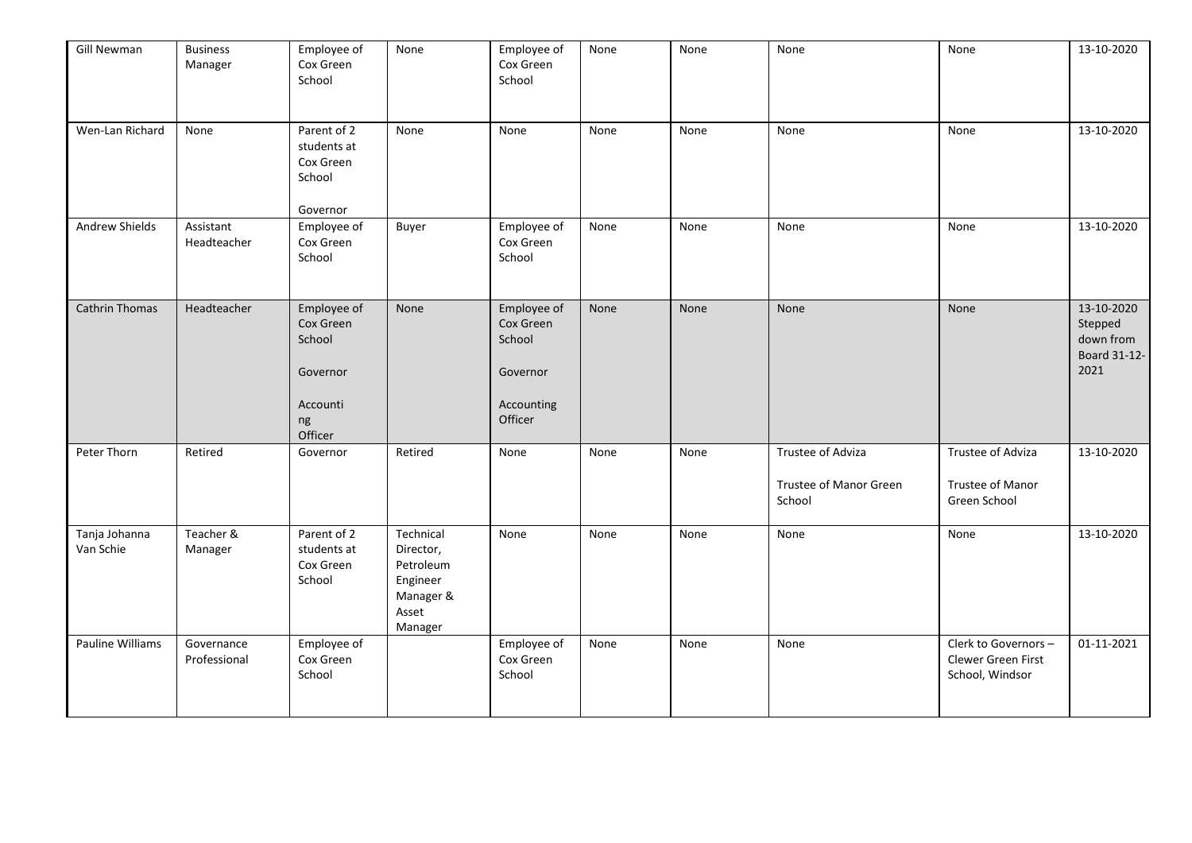| | | | | | | | | | |
|---|---|---|---|---|---|---|---|---|---|
| Gill Newman | Business Manager | Employee of Cox Green School | None | Employee of Cox Green School | None | None | None | None | 13-10-2020 |
| Wen-Lan Richard | None | Parent of 2 students at Cox Green School<br><br>Governor | None | None | None | None | None | None | 13-10-2020 |
| Andrew Shields | Assistant Headteacher | Employee of Cox Green School | Buyer | Employee of Cox Green School | None | None | None | None | 13-10-2020 |
| Cathrin Thomas | Headteacher | Employee of Cox Green School<br><br>Governor<br><br>Accounting Officer | None | Employee of Cox Green School<br><br>Governor<br><br>Accounting Officer | None | None | None | None | 13-10-2020 Stepped down from Board 31-12-2021 |
| Peter Thorn | Retired | Governor | Retired | None | None | None | Trustee of Adviza<br><br>Trustee of Manor Green School | Trustee of Adviza<br><br>Trustee of Manor Green School | 13-10-2020 |
| Tanja Johanna Van Schie | Teacher & Manager | Parent of 2 students at Cox Green School | Technical Director, Petroleum Engineer Manager & Asset Manager | None | None | None | None | None | 13-10-2020 |
| Pauline Williams | Governance Professional | Employee of Cox Green School | | Employee of Cox Green School | None | None | None | Clerk to Governors – Clewer Green First School, Windsor | 01-11-2021 |